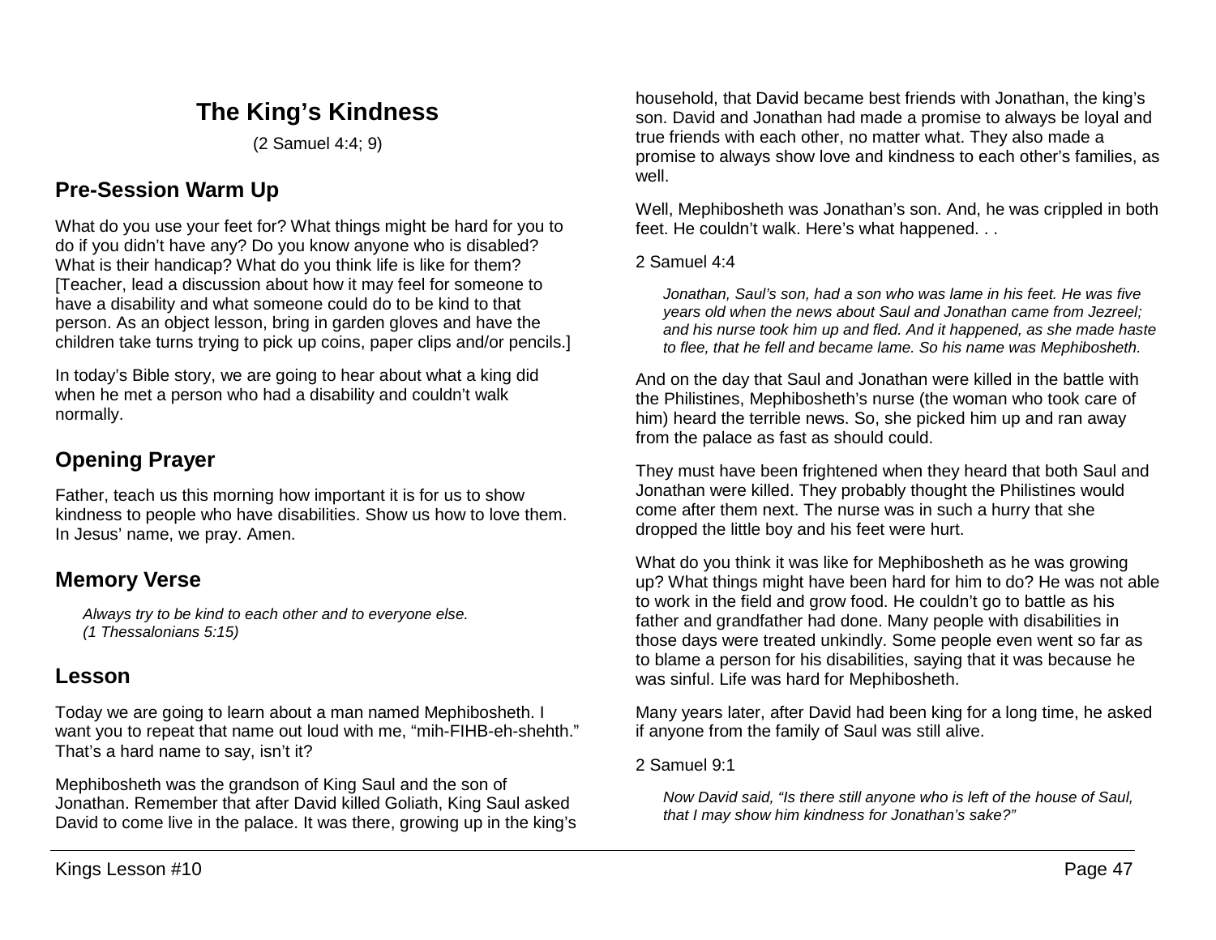# The King's Kindness

(2 Samuel 4:4; 9)

## Pre-Session Warm Up

What do you use your feet for? What things might be hard for you to do if you didn't have any? Do you know anyone who is disabled? What is their handicap? What do you think life is like for them? [Teacher, lead a discussion about how it may feel for someone to have a disability and what someone could do to be kind to that person. As an object lesson, bring in garden gloves and have the children take turns trying to pick up coins, paper clips and/or pencils.]

In today's Bible story, we are going to hear about what a king did when he met a person who had a disability and couldn't walk normally.

## Opening Prayer

Father, teach us this morning how important it is for us to show kindness to people who have disabilities. Show us how to love them. In Jesus' name, we pray. Amen.

## Memory Verse

> *Always try to be kind to each other and to everyone else.*
> *(1 Thessalonians 5:15)*

## Lesson

Today we are going to learn about a man named Mephibosheth. I want you to repeat that name out loud with me, "mih-FIHB-eh-shehth." That's a hard name to say, isn't it?

Mephibosheth was the grandson of King Saul and the son of Jonathan. Remember that after David killed Goliath, King Saul asked David to come live in the palace. It was there, growing up in the king's household, that David became best friends with Jonathan, the king's son. David and Jonathan had made a promise to always be loyal and true friends with each other, no matter what. They also made a promise to always show love and kindness to each other's families, as well.

Well, Mephibosheth was Jonathan's son. And, he was crippled in both feet. He couldn't walk. Here's what happened. . .

2 Samuel 4:4

> *Jonathan, Saul's son, had a son who was lame in his feet. He was five years old when the news about Saul and Jonathan came from Jezreel; and his nurse took him up and fled. And it happened, as she made haste to flee, that he fell and became lame. So his name was Mephibosheth.*

And on the day that Saul and Jonathan were killed in the battle with the Philistines, Mephibosheth's nurse (the woman who took care of him) heard the terrible news. So, she picked him up and ran away from the palace as fast as should could.

They must have been frightened when they heard that both Saul and Jonathan were killed. They probably thought the Philistines would come after them next. The nurse was in such a hurry that she dropped the little boy and his feet were hurt.

What do you think it was like for Mephibosheth as he was growing up? What things might have been hard for him to do? He was not able to work in the field and grow food. He couldn't go to battle as his father and grandfather had done. Many people with disabilities in those days were treated unkindly. Some people even went so far as to blame a person for his disabilities, saying that it was because he was sinful. Life was hard for Mephibosheth.

Many years later, after David had been king for a long time, he asked if anyone from the family of Saul was still alive.

2 Samuel 9:1

> *Now David said, "Is there still anyone who is left of the house of Saul, that I may show him kindness for Jonathan's sake?"*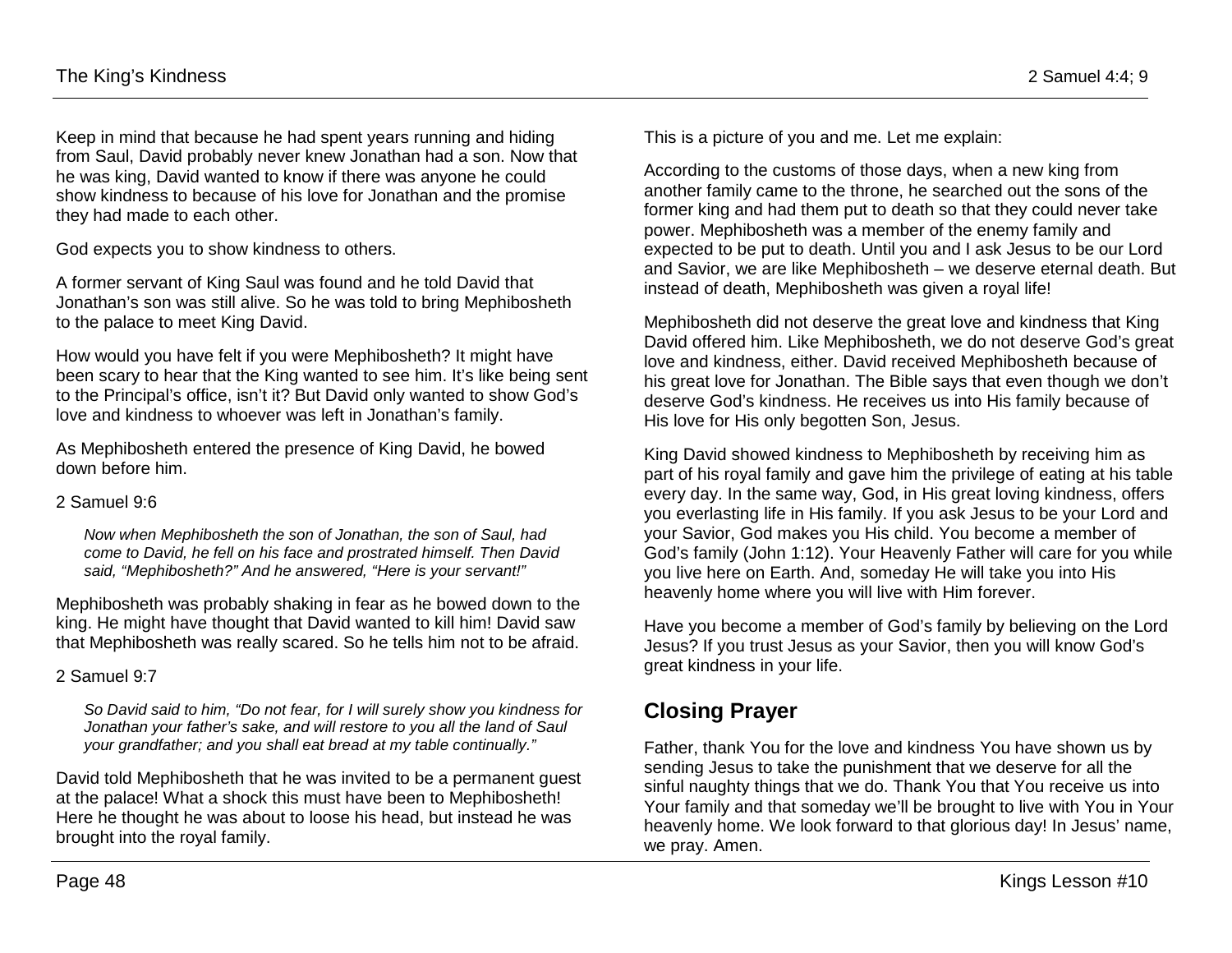Keep in mind that because he had spent years running and hiding from Saul, David probably never knew Jonathan had a son. Now that he was king, David wanted to know if there was anyone he could show kindness to because of his love for Jonathan and the promise they had made to each other.

God expects you to show kindness to others.

A former servant of King Saul was found and he told David that Jonathan's son was still alive. So he was told to bring Mephibosheth to the palace to meet King David.

How would you have felt if you were Mephibosheth? It might have been scary to hear that the King wanted to see him. It's like being sent to the Principal's office, isn't it? But David only wanted to show God's love and kindness to whoever was left in Jonathan's family.

As Mephibosheth entered the presence of King David, he bowed down before him.

2 Samuel 9:6

> *Now when Mephibosheth the son of Jonathan, the son of Saul, had come to David, he fell on his face and prostrated himself. Then David said, "Mephibosheth?" And he answered, "Here is your servant!"*

Mephibosheth was probably shaking in fear as he bowed down to the king. He might have thought that David wanted to kill him! David saw that Mephibosheth was really scared. So he tells him not to be afraid.

2 Samuel 9:7

> *So David said to him, "Do not fear, for I will surely show you kindness for Jonathan your father's sake, and will restore to you all the land of Saul your grandfather; and you shall eat bread at my table continually."*

David told Mephibosheth that he was invited to be a permanent guest at the palace! What a shock this must have been to Mephibosheth! Here he thought he was about to loose his head, but instead he was brought into the royal family.

This is a picture of you and me. Let me explain:

According to the customs of those days, when a new king from another family came to the throne, he searched out the sons of the former king and had them put to death so that they could never take power. Mephibosheth was a member of the enemy family and expected to be put to death. Until you and I ask Jesus to be our Lord and Savior, we are like Mephibosheth – we deserve eternal death. But instead of death, Mephibosheth was given a royal life!

Mephibosheth did not deserve the great love and kindness that King David offered him. Like Mephibosheth, we do not deserve God's great love and kindness, either. David received Mephibosheth because of his great love for Jonathan. The Bible says that even though we don't deserve God's kindness. He receives us into His family because of His love for His only begotten Son, Jesus.

King David showed kindness to Mephibosheth by receiving him as part of his royal family and gave him the privilege of eating at his table every day. In the same way, God, in His great loving kindness, offers you everlasting life in His family. If you ask Jesus to be your Lord and your Savior, God makes you His child. You become a member of God's family (John 1:12). Your Heavenly Father will care for you while you live here on Earth. And, someday He will take you into His heavenly home where you will live with Him forever.

Have you become a member of God's family by believing on the Lord Jesus? If you trust Jesus as your Savior, then you will know God's great kindness in your life.

## Closing Prayer

Father, thank You for the love and kindness You have shown us by sending Jesus to take the punishment that we deserve for all the sinful naughty things that we do. Thank You that You receive us into Your family and that someday we'll be brought to live with You in Your heavenly home. We look forward to that glorious day! In Jesus' name, we pray. Amen.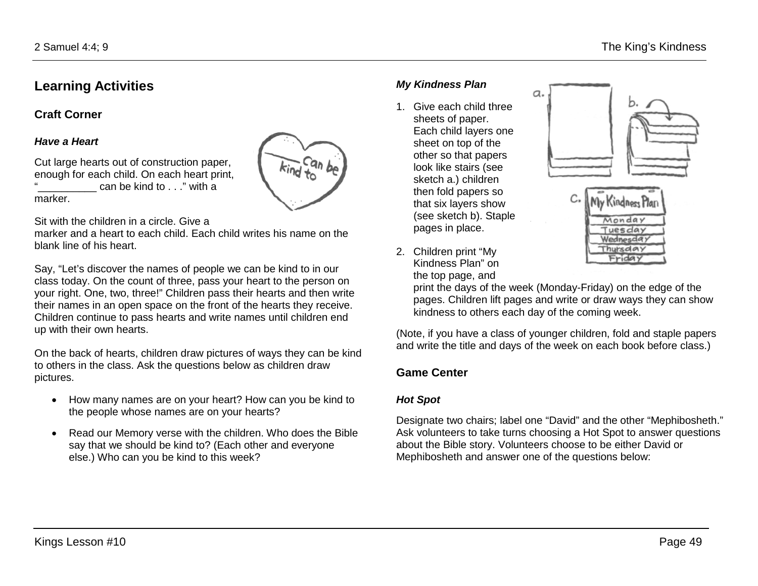## Learning Activities

### Craft Corner

#### *Have a Heart*

Cut large hearts out of construction paper, enough for each child. On each heart print, "__________ can be kind to . . ." with a marker.

Sit with the children in a circle. Give a marker and a heart to each child. Each child writes his name on the blank line of his heart.

Say, "Let's discover the names of people we can be kind to in our class today. On the count of three, pass your heart to the person on your right. One, two, three!" Children pass their hearts and then write their names in an open space on the front of the hearts they receive. Children continue to pass hearts and write names until children end up with their own hearts.

On the back of hearts, children draw pictures of ways they can be kind to others in the class. Ask the questions below as children draw pictures.

- How many names are on your heart? How can you be kind to the people whose names are on your hearts?
- Read our Memory verse with the children. Who does the Bible say that we should be kind to? (Each other and everyone else.) Who can you be kind to this week?

#### *My Kindness Plan*

1. Give each child three sheets of paper. Each child layers one sheet on top of the other so that papers look like stairs (see sketch a.) children then fold papers so that six layers show (see sketch b). Staple pages in place.
2. Children print "My Kindness Plan" on the top page, and print the days of the week (Monday-Friday) on the edge of the pages. Children lift pages and write or draw ways they can show kindness to others each day of the coming week.

(Note, if you have a class of younger children, fold and staple papers and write the title and days of the week on each book before class.)

### Game Center

#### *Hot Spot*

Designate two chairs; label one "David" and the other "Mephibosheth." Ask volunteers to take turns choosing a Hot Spot to answer questions about the Bible story. Volunteers choose to be either David or Mephibosheth and answer one of the questions below: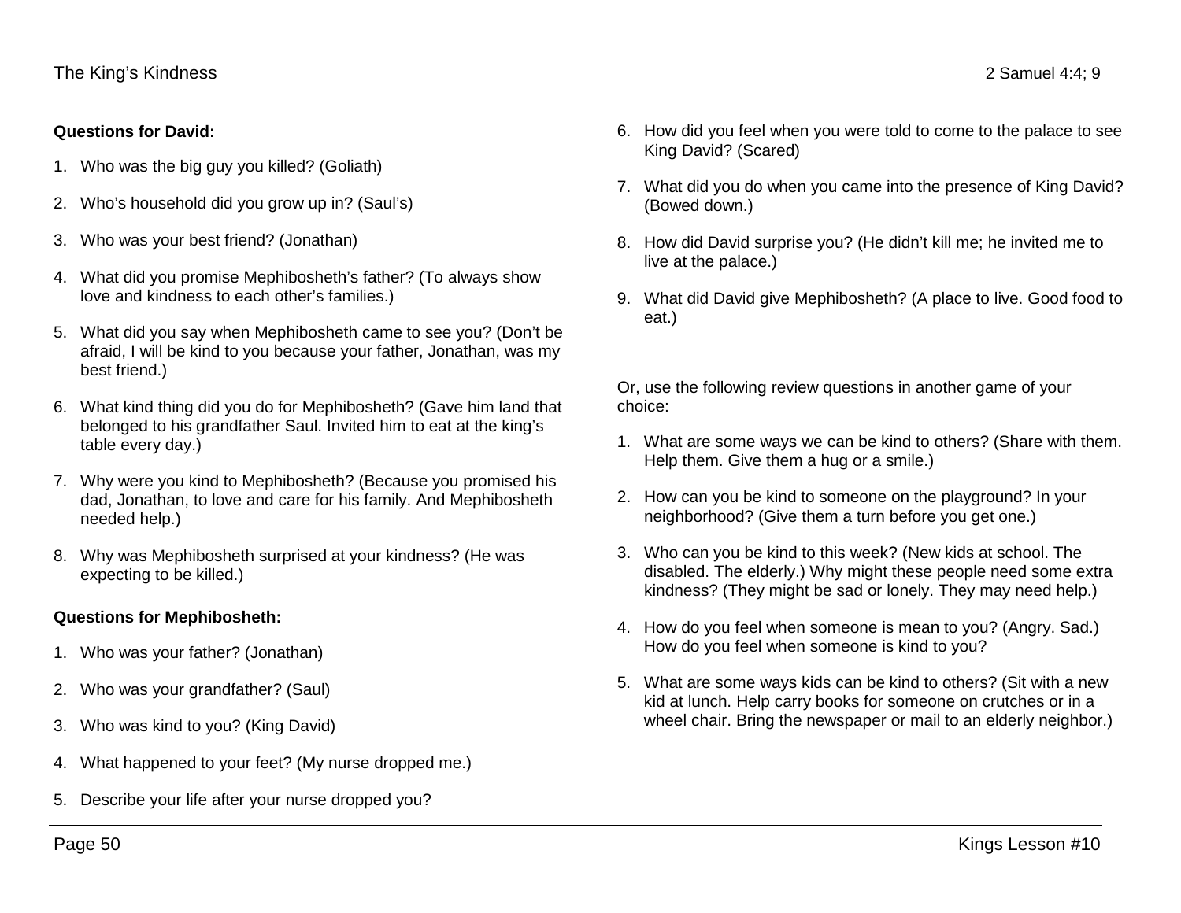**Questions for David:**

1. Who was the big guy you killed? (Goliath)
2. Who's household did you grow up in? (Saul's)
3. Who was your best friend? (Jonathan)
4. What did you promise Mephibosheth's father? (To always show love and kindness to each other's families.)
5. What did you say when Mephibosheth came to see you? (Don't be afraid, I will be kind to you because your father, Jonathan, was my best friend.)
6. What kind thing did you do for Mephibosheth? (Gave him land that belonged to his grandfather Saul. Invited him to eat at the king's table every day.)
7. Why were you kind to Mephibosheth? (Because you promised his dad, Jonathan, to love and care for his family. And Mephibosheth needed help.)
8. Why was Mephibosheth surprised at your kindness? (He was expecting to be killed.)

**Questions for Mephibosheth:**

1. Who was your father? (Jonathan)
2. Who was your grandfather? (Saul)
3. Who was kind to you? (King David)
4. What happened to your feet? (My nurse dropped me.)
5. Describe your life after your nurse dropped you?
6. How did you feel when you were told to come to the palace to see King David? (Scared)
7. What did you do when you came into the presence of King David? (Bowed down.)
8. How did David surprise you? (He didn't kill me; he invited me to live at the palace.)
9. What did David give Mephibosheth? (A place to live. Good food to eat.)

Or, use the following review questions in another game of your choice:

1. What are some ways we can be kind to others? (Share with them. Help them. Give them a hug or a smile.)
2. How can you be kind to someone on the playground? In your neighborhood? (Give them a turn before you get one.)
3. Who can you be kind to this week? (New kids at school. The disabled. The elderly.) Why might these people need some extra kindness? (They might be sad or lonely. They may need help.)
4. How do you feel when someone is mean to you? (Angry. Sad.) How do you feel when someone is kind to you?
5. What are some ways kids can be kind to others? (Sit with a new kid at lunch. Help carry books for someone on crutches or in a wheel chair. Bring the newspaper or mail to an elderly neighbor.)